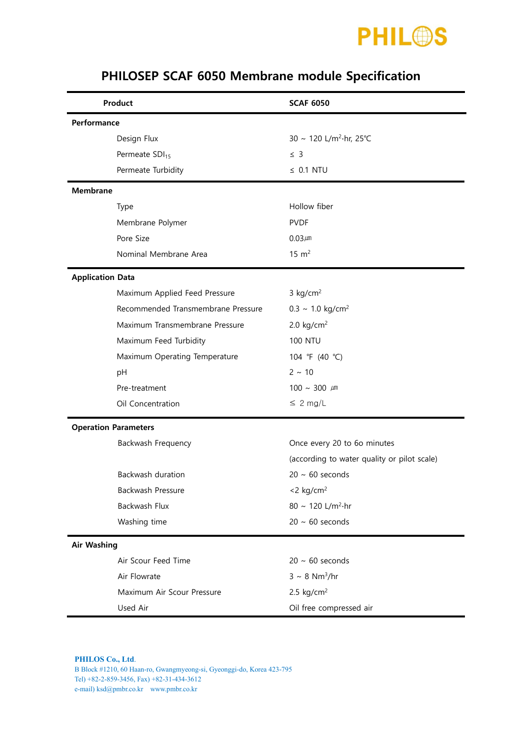PHILOS

# PHILOSEP SCAF 6050 Membrane module Specification

| Product | SCAF 6050 |
|---|---|
| **Performance** | |
| Design Flux | 30 ~ 120 L/m$^2$·hr, 25℃ |
| Permeate $SDI_{15}$ | ≤ 3 |
| Permeate Turbidity | ≤ 0.1 NTU |
| **Membrane** | |
| Type | Hollow fiber |
| Membrane Polymer | PVDF |
| Pore Size | 0.03㎛ |
| Nominal Membrane Area | 15 m$^2$ |
| **Application Data** | |
| Maximum Applied Feed Pressure | 3 kg/cm$^2$ |
| Recommended Transmembrane Pressure | 0.3 ~ 1.0 kg/cm$^2$ |
| Maximum Transmembrane Pressure | 2.0 kg/cm$^2$ |
| Maximum Feed Turbidity | 100 NTU |
| Maximum Operating Temperature | 104 ℉ (40 ℃) |
| pH | 2 ~ 10 |
| Pre-treatment | 100 ~ 300 ㎛ |
| Oil Concentration | ≤ 2 mg/L |
| **Operation Parameters** | |
| Backwash Frequency | Once every 20 to 6o minutes (according to water quality or pilot scale) |
| Backwash duration | 20 ~ 60 seconds |
| Backwash Pressure | <2 kg/cm$^2$ |
| Backwash Flux | 80 ~ 120 L/m$^2$·hr |
| Washing time | 20 ~ 60 seconds |
| **Air Washing** | |
| Air Scour Feed Time | 20 ~ 60 seconds |
| Air Flowrate | 3 ~ 8 Nm$^3$/hr |
| Maximum Air Scour Pressure | 2.5 kg/cm$^2$ |
| Used Air | Oil free compressed air |

**PHILOS Co., Ltd.**
B Block #1210, 60 Haan-ro, Gwangmyeong-si, Gyeonggi-do, Korea 423-795
Tel) +82-2-859-3456, Fax) +82-31-434-3612
e-mail) ksd@pmbr.co.kr www.pmbr.co.kr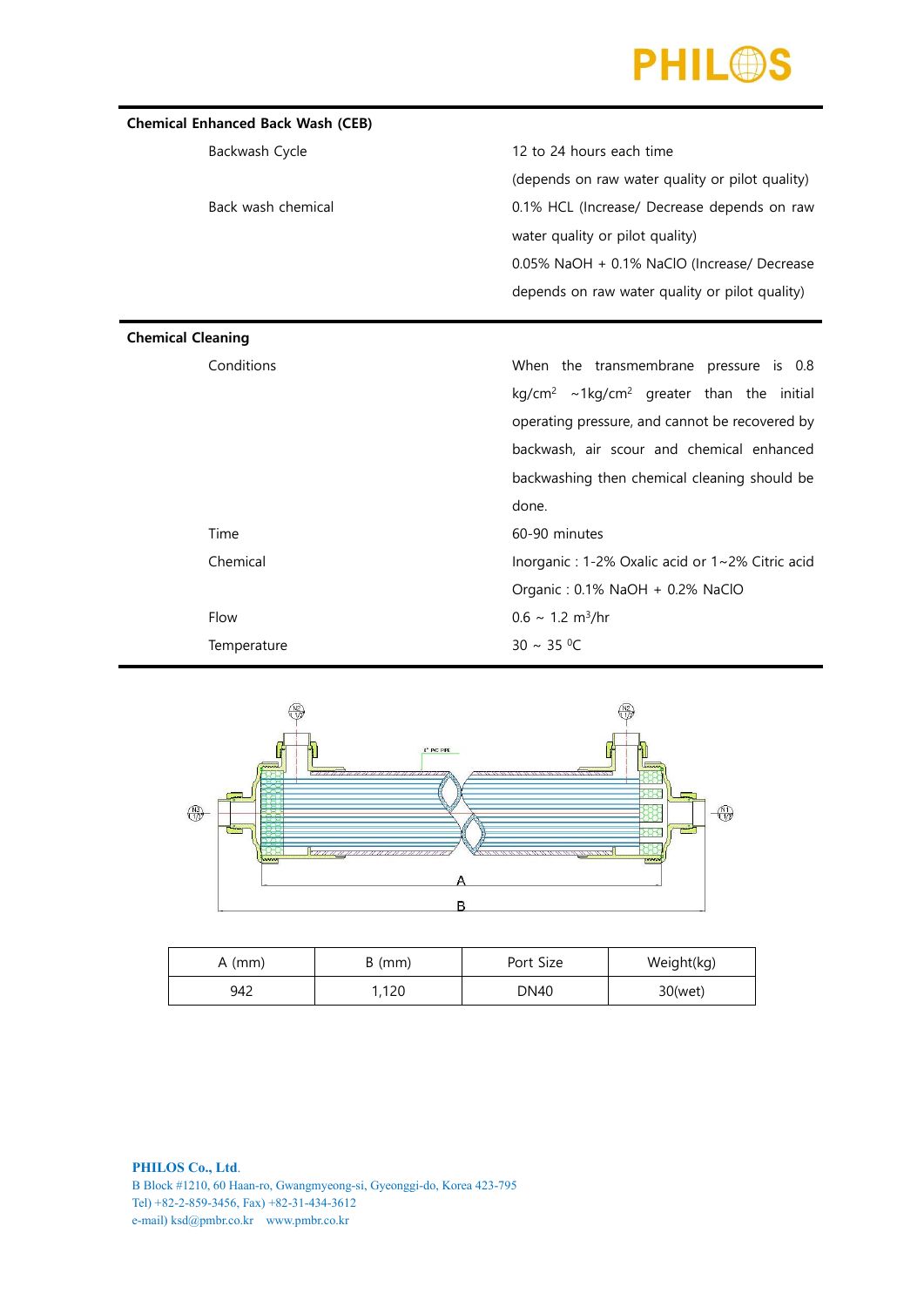**Chemical Enhanced Back Wash (CEB)**

| | |
|---|---|
| Backwash Cycle | 12 to 24 hours each time (depends on raw water quality or pilot quality) |
| Back wash chemical | 0.1% HCL (Increase/ Decrease depends on raw water quality or pilot quality)<br>0.05% NaOH + 0.1% NaClO (Increase/ Decrease depends on raw water quality or pilot quality) |

**Chemical Cleaning**

| | |
|---|---|
| Conditions | When the transmembrane pressure is 0.8 $kg/cm^2$ ~1$kg/cm^2$ greater than the initial operating pressure, and cannot be recovered by backwash, air scour and chemical enhanced backwashing then chemical cleaning should be done. |
| Time | 60-90 minutes |
| Chemical | Inorganic : 1-2% Oxalic acid or 1~2% Citric acid<br>Organic : 0.1% NaOH + 0.2% NaClO |
| Flow | 0.6 ~ 1.2 $m^3/hr$ |
| Temperature | 30 ~ 35 $^0C$ |

N2
N2
N3
N1
1" PVC PIPE
A
B

| A (mm) | B (mm) | Port Size | Weight(kg) |
|---|---|---|---|
| 942 | 1,120 | DN40 | 30(wet) |

**PHILOS Co., Ltd.**
B Block #1210, 60 Haan-ro, Gwangmyeong-si, Gyeonggi-do, Korea 423-795
Tel) +82-2-859-3456, Fax) +82-31-434-3612
e-mail) ksd@pmbr.co.kr www.pmbr.co.kr